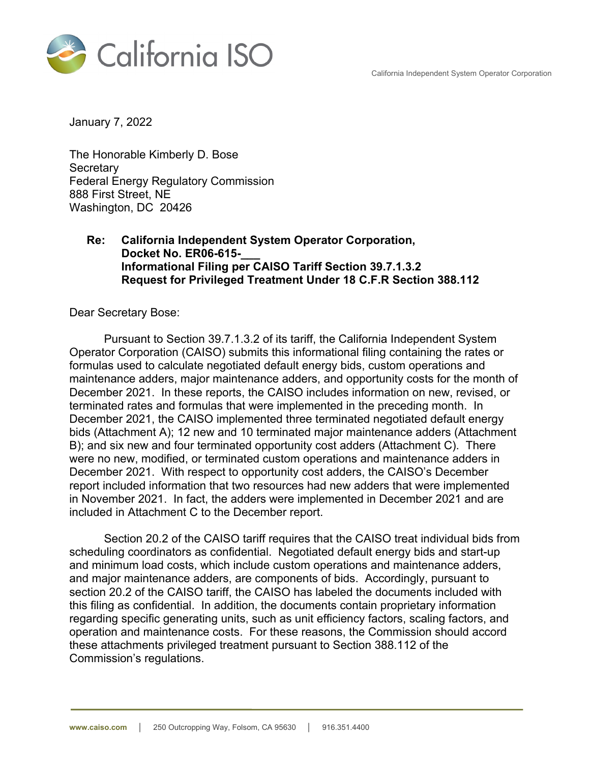California ISO

California Independent System Operator Corporation

January 7, 2022

The Honorable Kimberly D. Bose
Secretary
Federal Energy Regulatory Commission
888 First Street, NE
Washington, DC 20426

**Re: California Independent System Operator Corporation,**
**Docket No. ER06-615-___**
**Informational Filing per CAISO Tariff Section 39.7.1.3.2**
**Request for Privileged Treatment Under 18 C.F.R Section 388.112**

Dear Secretary Bose:

Pursuant to Section 39.7.1.3.2 of its tariff, the California Independent System Operator Corporation (CAISO) submits this informational filing containing the rates or formulas used to calculate negotiated default energy bids, custom operations and maintenance adders, major maintenance adders, and opportunity costs for the month of December 2021. In these reports, the CAISO includes information on new, revised, or terminated rates and formulas that were implemented in the preceding month. In December 2021, the CAISO implemented three terminated negotiated default energy bids (Attachment A); 12 new and 10 terminated major maintenance adders (Attachment B); and six new and four terminated opportunity cost adders (Attachment C). There were no new, modified, or terminated custom operations and maintenance adders in December 2021. With respect to opportunity cost adders, the CAISO's December report included information that two resources had new adders that were implemented in November 2021. In fact, the adders were implemented in December 2021 and are included in Attachment C to the December report.

Section 20.2 of the CAISO tariff requires that the CAISO treat individual bids from scheduling coordinators as confidential. Negotiated default energy bids and start-up and minimum load costs, which include custom operations and maintenance adders, and major maintenance adders, are components of bids. Accordingly, pursuant to section 20.2 of the CAISO tariff, the CAISO has labeled the documents included with this filing as confidential. In addition, the documents contain proprietary information regarding specific generating units, such as unit efficiency factors, scaling factors, and operation and maintenance costs. For these reasons, the Commission should accord these attachments privileged treatment pursuant to Section 388.112 of the Commission's regulations.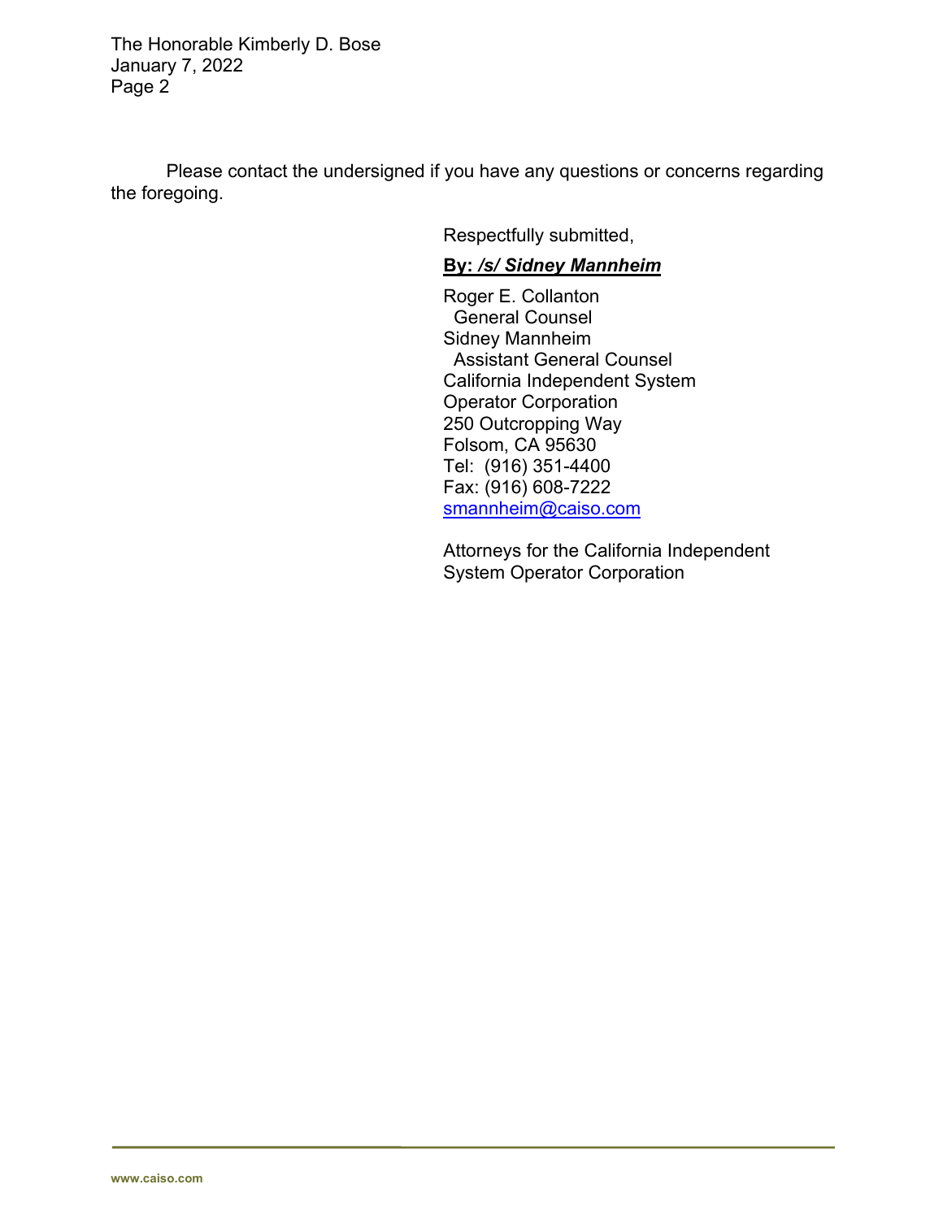Please contact the undersigned if you have any questions or concerns regarding the foregoing.

Respectfully submitted,

**By: *[/s/ Sidney Mannheim]***

Roger E. Collanton
General Counsel
Sidney Mannheim
Assistant General Counsel
California Independent System
Operator Corporation
250 Outcropping Way
Folsom, CA 95630
Tel: (916) 351-4400
Fax: (916) 608-7222
smannheim@caiso.com

Attorneys for the California Independent System Operator Corporation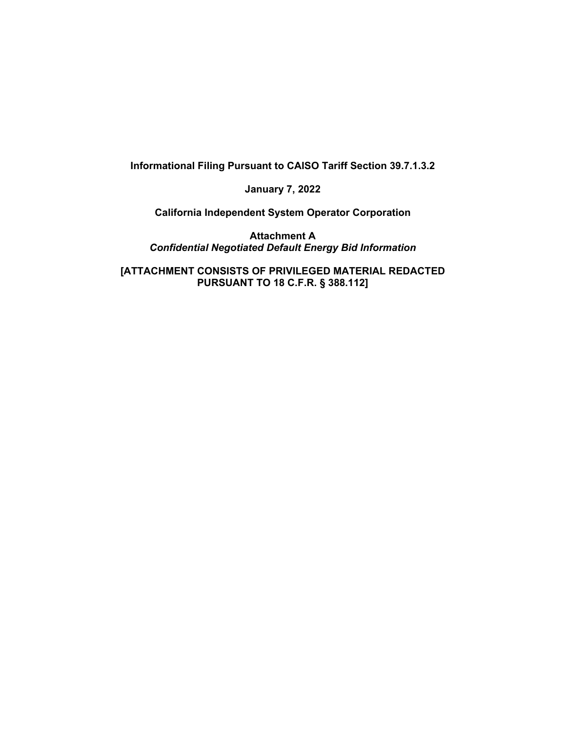**Informational Filing Pursuant to CAISO Tariff Section 39.7.1.3.2**

**January 7, 2022**

**California Independent System Operator Corporation**

**Attachment A**
***Confidential Negotiated Default Energy Bid Information***

**[ATTACHMENT CONSISTS OF PRIVILEGED MATERIAL REDACTED PURSUANT TO 18 C.F.R. § 388.112]**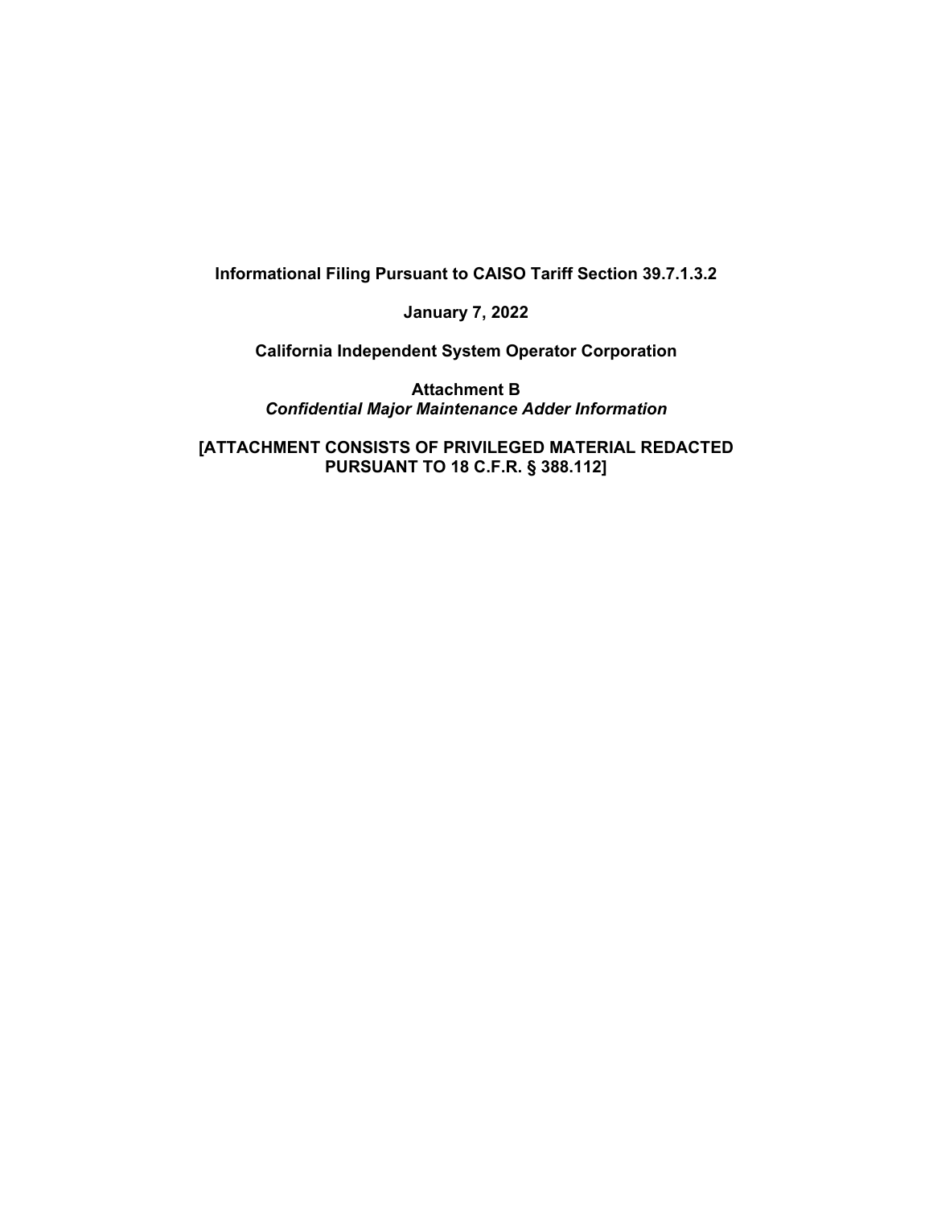**Informational Filing Pursuant to CAISO Tariff Section 39.7.1.3.2**

**January 7, 2022**

**California Independent System Operator Corporation**

**Attachment B**
***Confidential Major Maintenance Adder Information***

**[ATTACHMENT CONSISTS OF PRIVILEGED MATERIAL REDACTED PURSUANT TO 18 C.F.R. § 388.112]**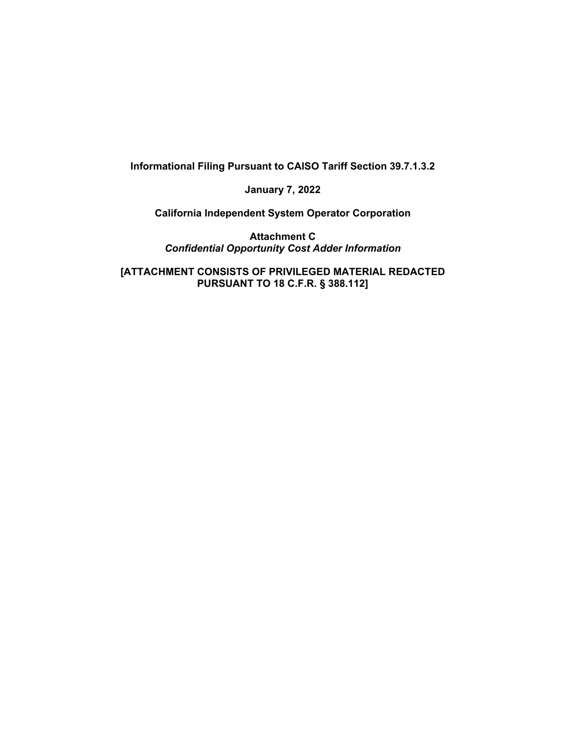**Informational Filing Pursuant to CAISO Tariff Section 39.7.1.3.2**

**January 7, 2022**

**California Independent System Operator Corporation**

**Attachment C**
***Confidential Opportunity Cost Adder Information***

**[ATTACHMENT CONSISTS OF PRIVILEGED MATERIAL REDACTED PURSUANT TO 18 C.F.R. § 388.112]**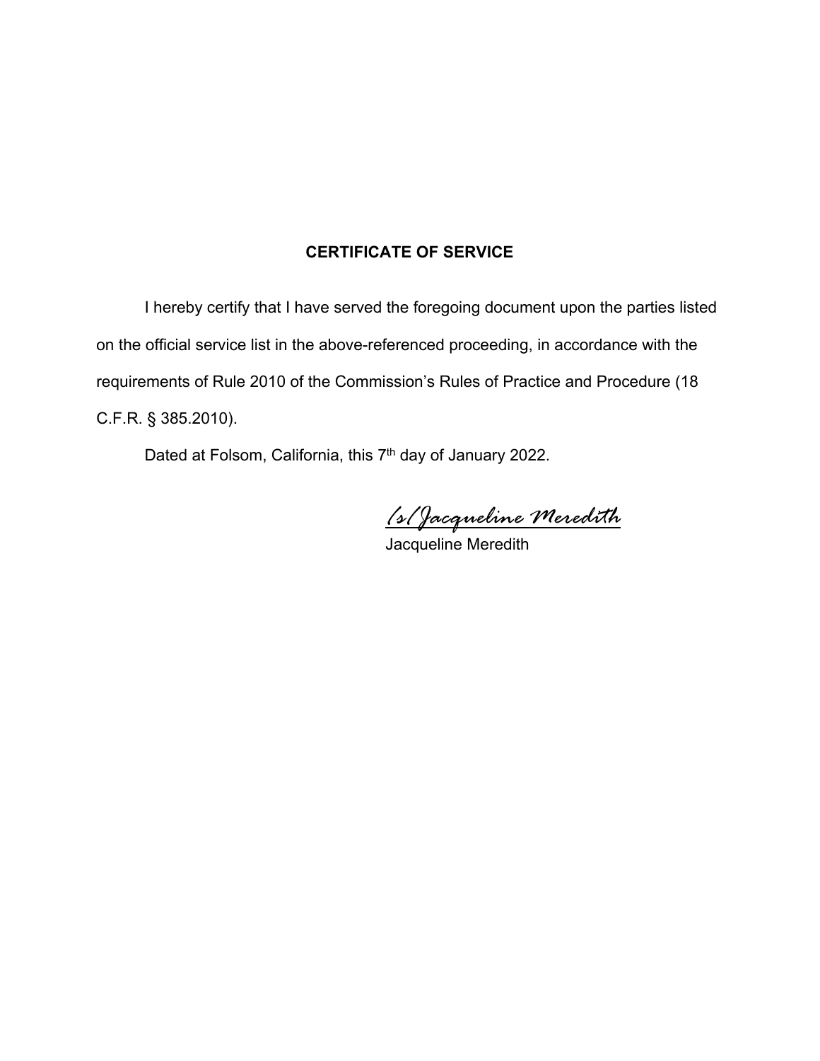## CERTIFICATE OF SERVICE

I hereby certify that I have served the foregoing document upon the parties listed on the official service list in the above-referenced proceeding, in accordance with the requirements of Rule 2010 of the Commission's Rules of Practice and Procedure (18 C.F.R. § 385.2010).

Dated at Folsom, California, this 7th day of January 2022.

/s/Jacqueline Meredith

Jacqueline Meredith